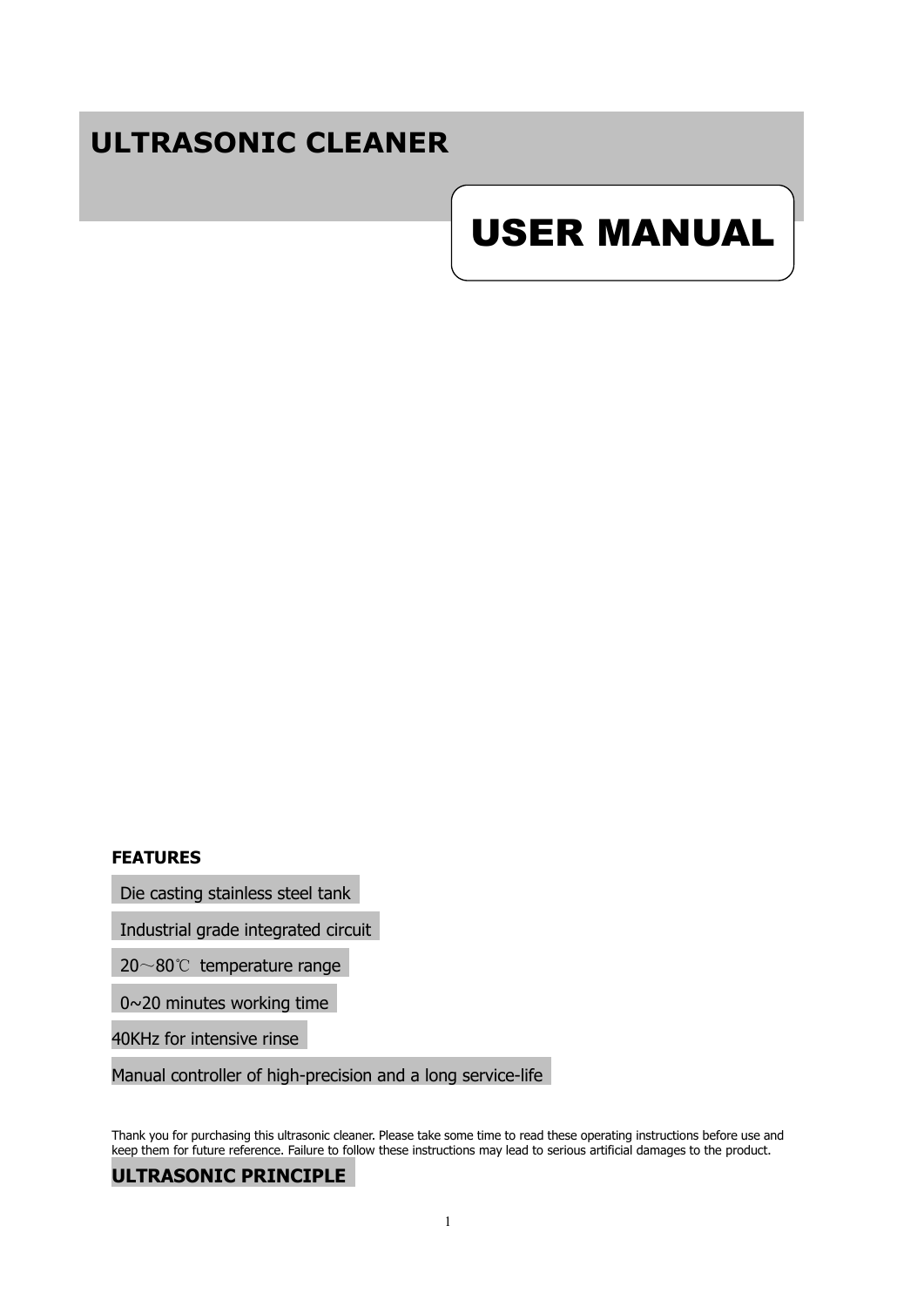# ULTRASONIC CLEANER

# USER MANUAL

**FEATURES**

- Die casting stainless steel tank
- Industrial grade integrated circuit
- 20～80℃ temperature range
- 0~20 minutes working time
- 40KHz for intensive rinse
- Manual controller of high-precision and a long service-life

Thank you for purchasing this ultrasonic cleaner. Please take some time to read these operating instructions before use and keep them for future reference. Failure to follow these instructions may lead to serious artificial damages to the product.

## ULTRASONIC PRINCIPLE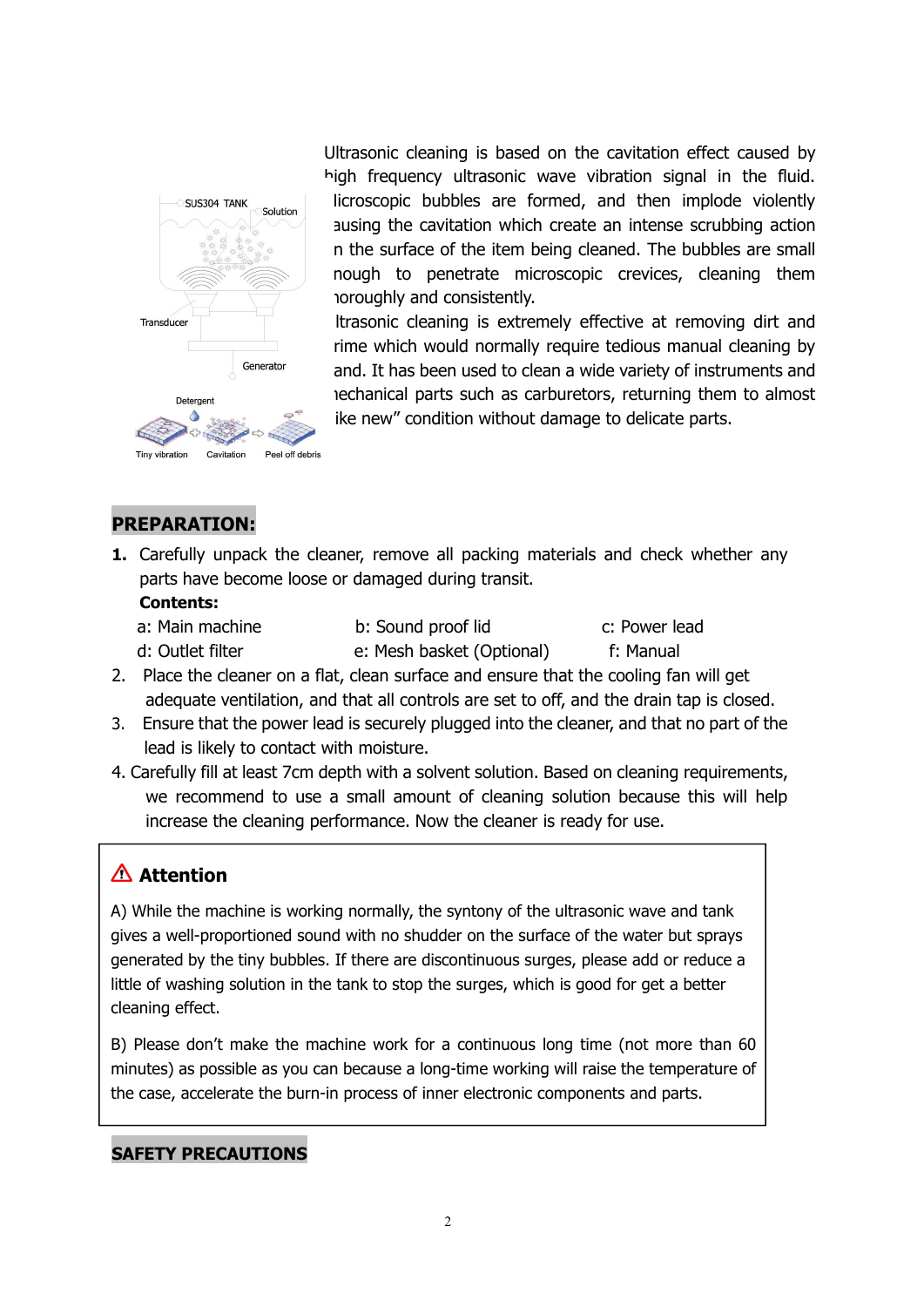Ultrasonic cleaning is based on the cavitation effect caused by high frequency ultrasonic wave vibration signal in the fluid. licroscopic bubbles are formed, and then implode violently ausing the cavitation which create an intense scrubbing action n the surface of the item being cleaned. The bubbles are small nough to penetrate microscopic crevices, cleaning them ıoroughly and consistently.

ltrasonic cleaning is extremely effective at removing dirt and rime which would normally require tedious manual cleaning by and. It has been used to clean a wide variety of instruments and ıechanical parts such as carburetors, returning them to almost ike new" condition without damage to delicate parts.

## PREPARATION:

1. Carefully unpack the cleaner, remove all packing materials and check whether any parts have become loose or damaged during transit.

   **Contents:**

   | | | |
   |---|---|---|
   | a: Main machine | b: Sound proof lid | c: Power lead |
   | d: Outlet filter | e: Mesh basket (Optional) | f: Manual |

2. Place the cleaner on a flat, clean surface and ensure that the cooling fan will get adequate ventilation, and that all controls are set to off, and the drain tap is closed.
3. Ensure that the power lead is securely plugged into the cleaner, and that no part of the lead is likely to contact with moisture.
4. Carefully fill at least 7cm depth with a solvent solution. Based on cleaning requirements, we recommend to use a small amount of cleaning solution because this will help increase the cleaning performance. Now the cleaner is ready for use.

### ⚠ Attention

A) While the machine is working normally, the syntony of the ultrasonic wave and tank gives a well-proportioned sound with no shudder on the surface of the water but sprays generated by the tiny bubbles. If there are discontinuous surges, please add or reduce a little of washing solution in the tank to stop the surges, which is good for get a better cleaning effect.

B) Please don't make the machine work for a continuous long time (not more than 60 minutes) as possible as you can because a long-time working will raise the temperature of the case, accelerate the burn-in process of inner electronic components and parts.

## SAFETY PRECAUTIONS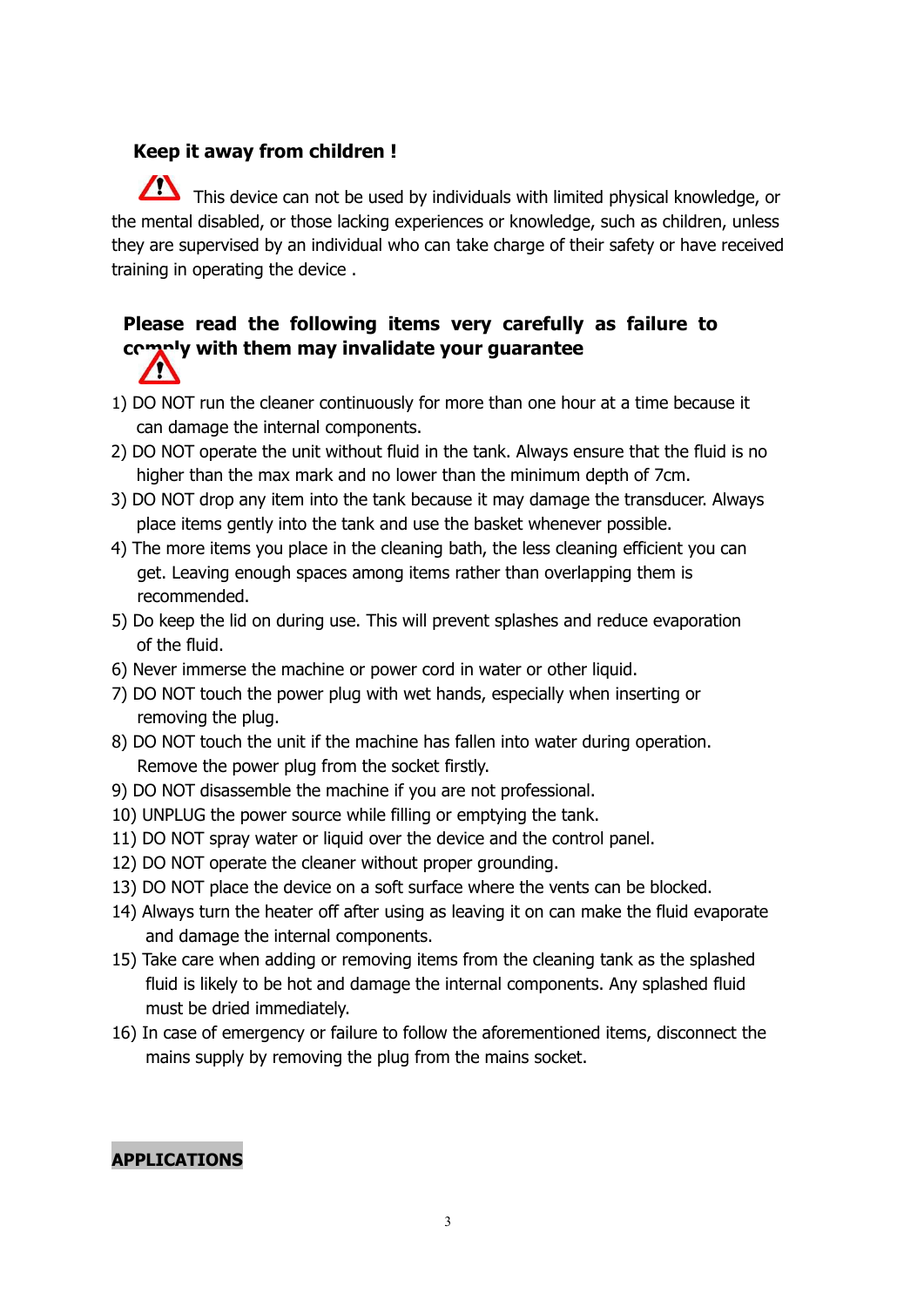**Keep it away from children !**

This device can not be used by individuals with limited physical knowledge, or the mental disabled, or those lacking experiences or knowledge, such as children, unless they are supervised by an individual who can take charge of their safety or have received training in operating the device .

**Please read the following items very carefully as failure to comply with them may invalidate your guarantee**

1) DO NOT run the cleaner continuously for more than one hour at a time because it can damage the internal components.
2) DO NOT operate the unit without fluid in the tank. Always ensure that the fluid is no higher than the max mark and no lower than the minimum depth of 7cm.
3) DO NOT drop any item into the tank because it may damage the transducer. Always place items gently into the tank and use the basket whenever possible.
4) The more items you place in the cleaning bath, the less cleaning efficient you can get. Leaving enough spaces among items rather than overlapping them is recommended.
5) Do keep the lid on during use. This will prevent splashes and reduce evaporation of the fluid.
6) Never immerse the machine or power cord in water or other liquid.
7) DO NOT touch the power plug with wet hands, especially when inserting or removing the plug.
8) DO NOT touch the unit if the machine has fallen into water during operation. Remove the power plug from the socket firstly.
9) DO NOT disassemble the machine if you are not professional.
10) UNPLUG the power source while filling or emptying the tank.
11) DO NOT spray water or liquid over the device and the control panel.
12) DO NOT operate the cleaner without proper grounding.
13) DO NOT place the device on a soft surface where the vents can be blocked.
14) Always turn the heater off after using as leaving it on can make the fluid evaporate and damage the internal components.
15) Take care when adding or removing items from the cleaning tank as the splashed fluid is likely to be hot and damage the internal components. Any splashed fluid must be dried immediately.
16) In case of emergency or failure to follow the aforementioned items, disconnect the mains supply by removing the plug from the mains socket.

**APPLICATIONS**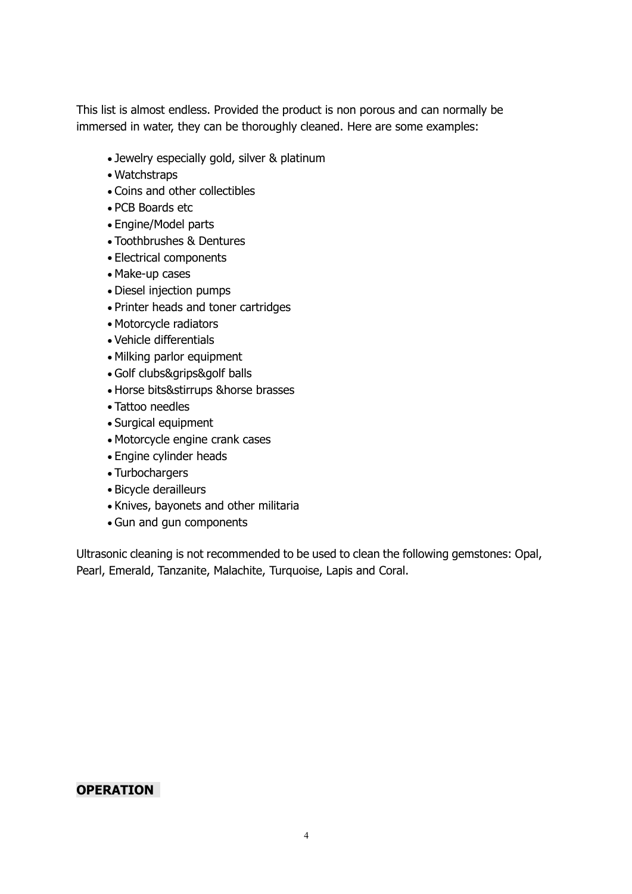This list is almost endless. Provided the product is non porous and can normally be immersed in water, they can be thoroughly cleaned. Here are some examples:

- Jewelry especially gold, silver & platinum
- Watchstraps
- Coins and other collectibles
- PCB Boards etc
- Engine/Model parts
- Toothbrushes & Dentures
- Electrical components
- Make-up cases
- Diesel injection pumps
- Printer heads and toner cartridges
- Motorcycle radiators
- Vehicle differentials
- Milking parlor equipment
- Golf clubs&grips&golf balls
- Horse bits&stirrups &horse brasses
- Tattoo needles
- Surgical equipment
- Motorcycle engine crank cases
- Engine cylinder heads
- Turbochargers
- Bicycle derailleurs
- Knives, bayonets and other militaria
- Gun and gun components

Ultrasonic cleaning is not recommended to be used to clean the following gemstones: Opal, Pearl, Emerald, Tanzanite, Malachite, Turquoise, Lapis and Coral.

**OPERATION**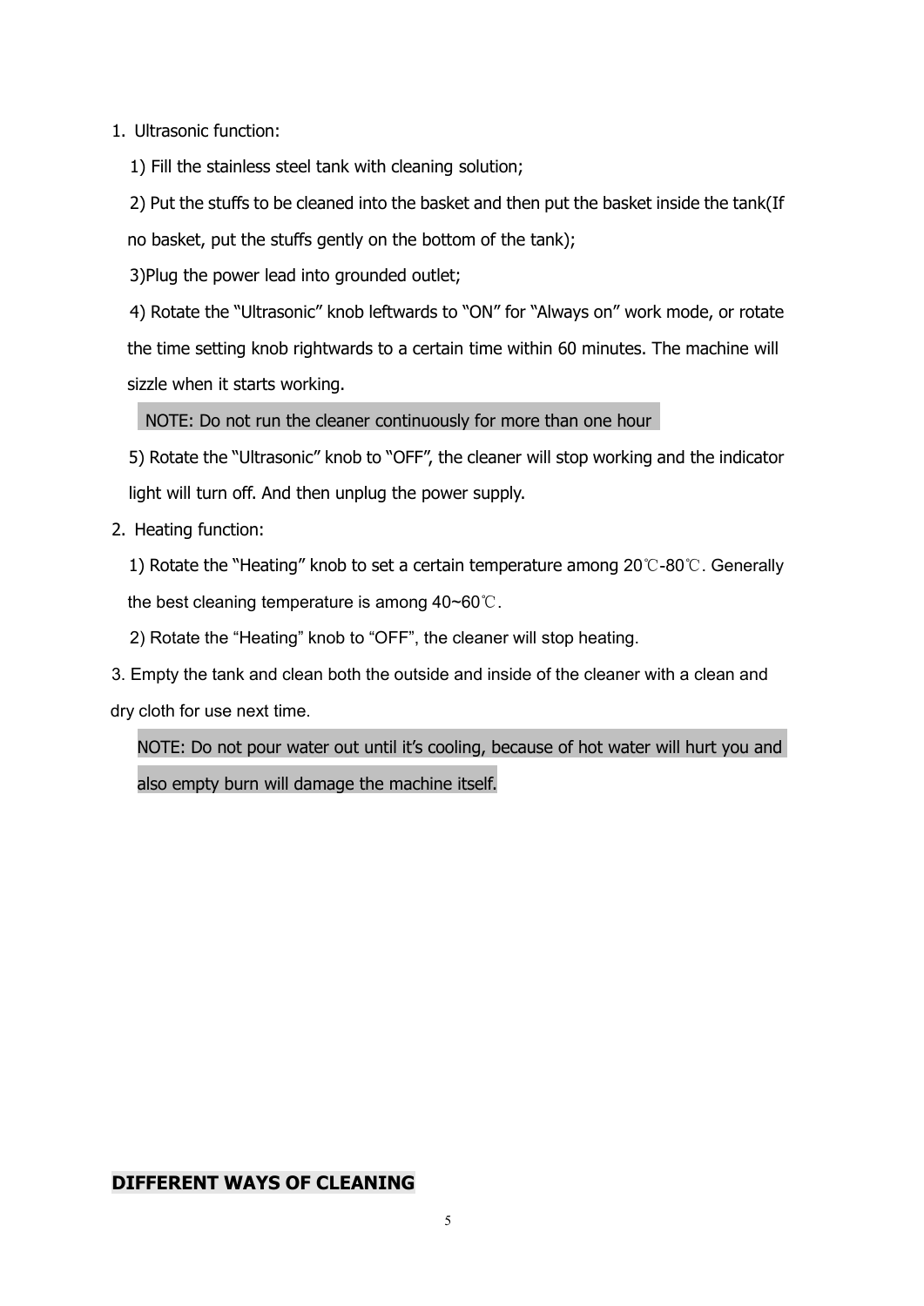1. Ultrasonic function:

   1) Fill the stainless steel tank with cleaning solution;

   2) Put the stuffs to be cleaned into the basket and then put the basket inside the tank(If no basket, put the stuffs gently on the bottom of the tank);

   3)Plug the power lead into grounded outlet;

   4) Rotate the "Ultrasonic" knob leftwards to "ON" for "Always on" work mode, or rotate the time setting knob rightwards to a certain time within 60 minutes. The machine will sizzle when it starts working.

   NOTE: Do not run the cleaner continuously for more than one hour

   5) Rotate the "Ultrasonic" knob to "OFF", the cleaner will stop working and the indicator light will turn off. And then unplug the power supply.

2. Heating function:

   1) Rotate the "Heating" knob to set a certain temperature among 20℃-80℃. Generally the best cleaning temperature is among 40~60℃.

   2) Rotate the "Heating" knob to "OFF", the cleaner will stop heating.

3. Empty the tank and clean both the outside and inside of the cleaner with a clean and dry cloth for use next time.

   NOTE: Do not pour water out until it's cooling, because of hot water will hurt you and also empty burn will damage the machine itself.

## DIFFERENT WAYS OF CLEANING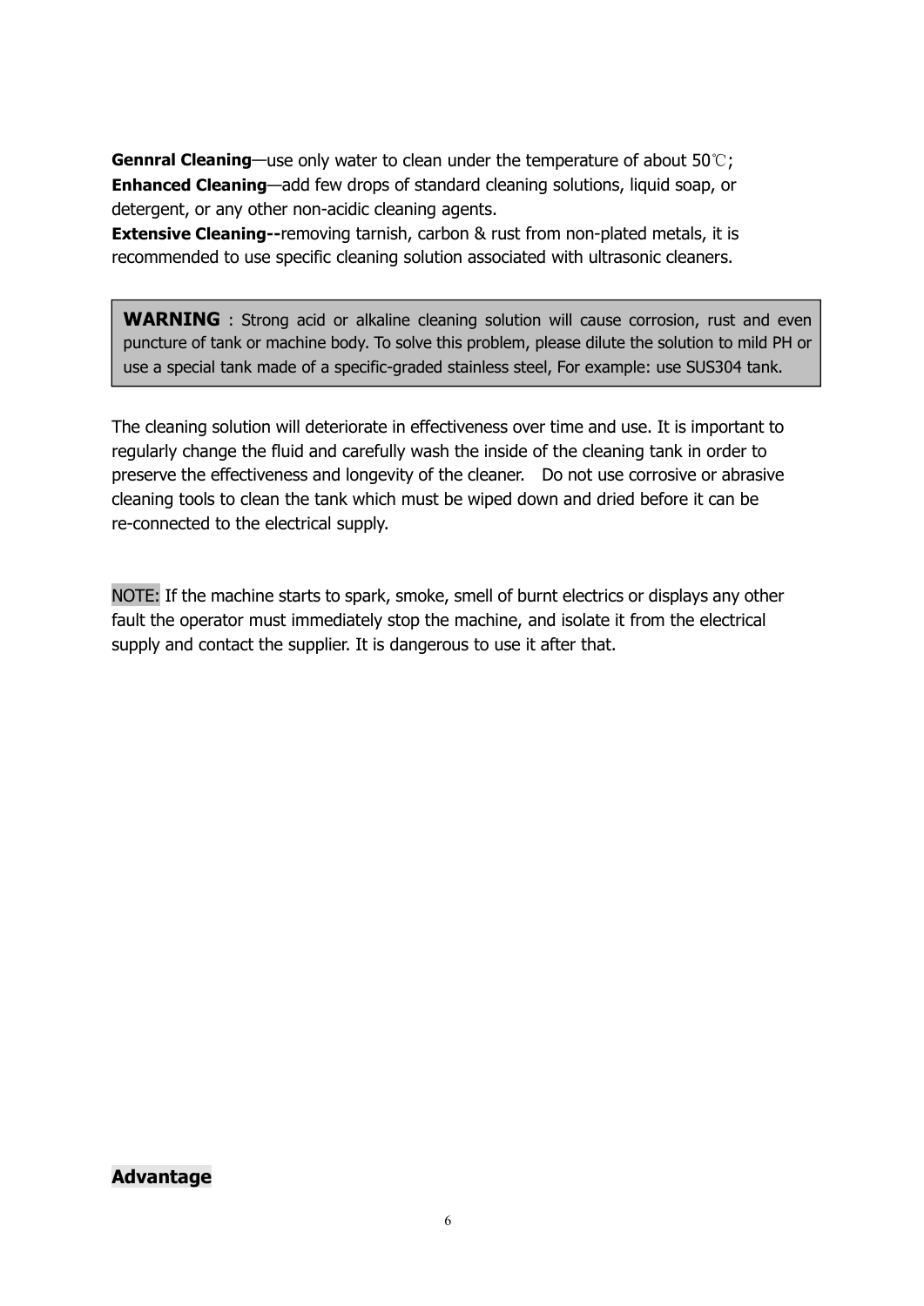**Gennral Cleaning**—use only water to clean under the temperature of about 50℃;
**Enhanced Cleaning**—add few drops of standard cleaning solutions, liquid soap, or detergent, or any other non-acidic cleaning agents.
**Extensive Cleaning--**removing tarnish, carbon & rust from non-plated metals, it is recommended to use specific cleaning solution associated with ultrasonic cleaners.

> **WARNING** : Strong acid or alkaline cleaning solution will cause corrosion, rust and even puncture of tank or machine body. To solve this problem, please dilute the solution to mild PH or use a special tank made of a specific-graded stainless steel, For example: use SUS304 tank.

The cleaning solution will deteriorate in effectiveness over time and use. It is important to regularly change the fluid and carefully wash the inside of the cleaning tank in order to preserve the effectiveness and longevity of the cleaner. Do not use corrosive or abrasive cleaning tools to clean the tank which must be wiped down and dried before it can be re-connected to the electrical supply.

NOTE: If the machine starts to spark, smoke, smell of burnt electrics or displays any other fault the operator must immediately stop the machine, and isolate it from the electrical supply and contact the supplier. It is dangerous to use it after that.

## Advantage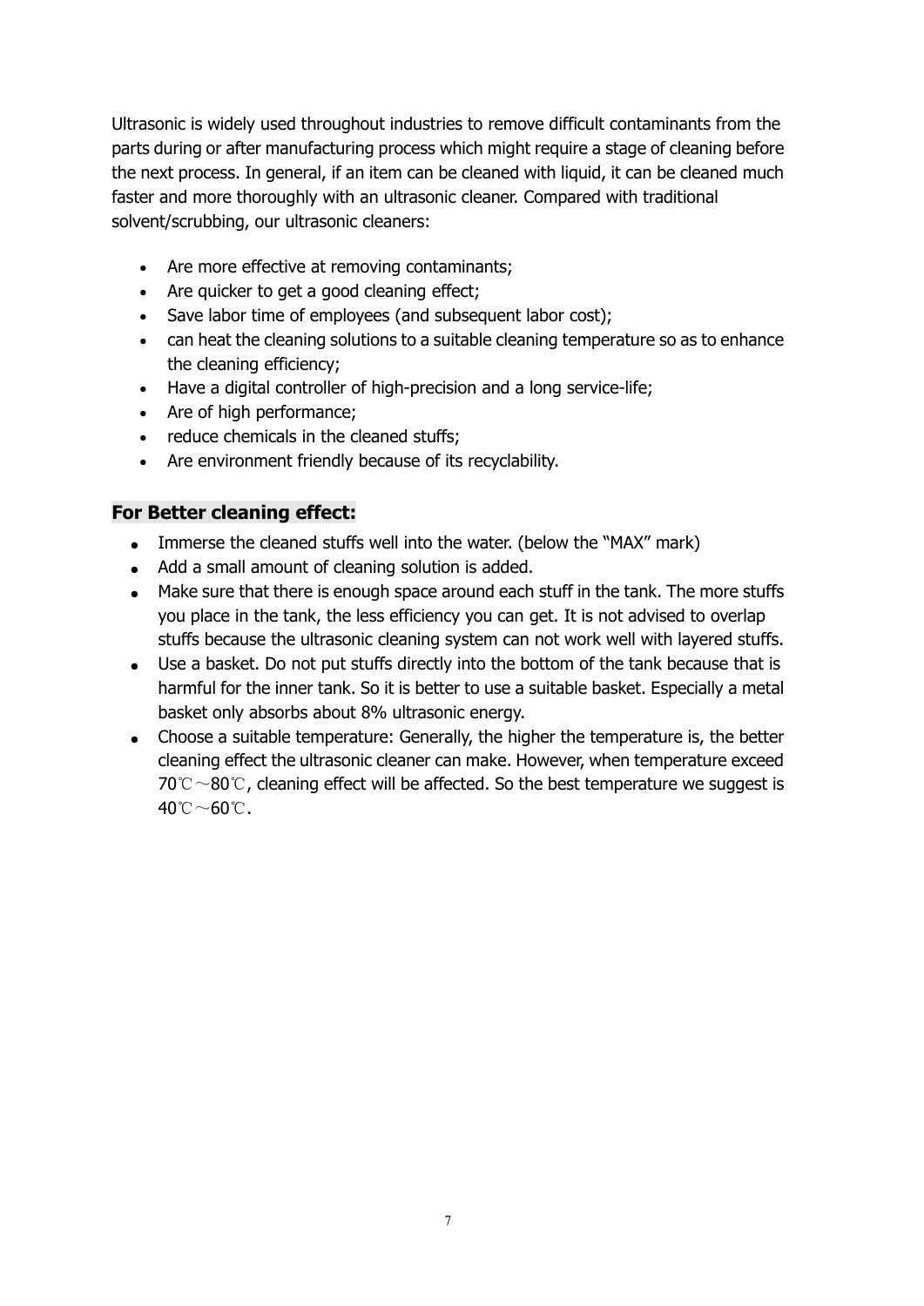Ultrasonic is widely used throughout industries to remove difficult contaminants from the parts during or after manufacturing process which might require a stage of cleaning before the next process. In general, if an item can be cleaned with liquid, it can be cleaned much faster and more thoroughly with an ultrasonic cleaner. Compared with traditional solvent/scrubbing, our ultrasonic cleaners:

- Are more effective at removing contaminants;
- Are quicker to get a good cleaning effect;
- Save labor time of employees (and subsequent labor cost);
- can heat the cleaning solutions to a suitable cleaning temperature so as to enhance the cleaning efficiency;
- Have a digital controller of high-precision and a long service-life;
- Are of high performance;
- reduce chemicals in the cleaned stuffs;
- Are environment friendly because of its recyclability.

### For Better cleaning effect:

- Immerse the cleaned stuffs well into the water. (below the "MAX" mark)
- Add a small amount of cleaning solution is added.
- Make sure that there is enough space around each stuff in the tank. The more stuffs you place in the tank, the less efficiency you can get. It is not advised to overlap stuffs because the ultrasonic cleaning system can not work well with layered stuffs.
- Use a basket. Do not put stuffs directly into the bottom of the tank because that is harmful for the inner tank. So it is better to use a suitable basket. Especially a metal basket only absorbs about 8% ultrasonic energy.
- Choose a suitable temperature: Generally, the higher the temperature is, the better cleaning effect the ultrasonic cleaner can make. However, when temperature exceed 70℃～80℃, cleaning effect will be affected. So the best temperature we suggest is 40℃～60℃.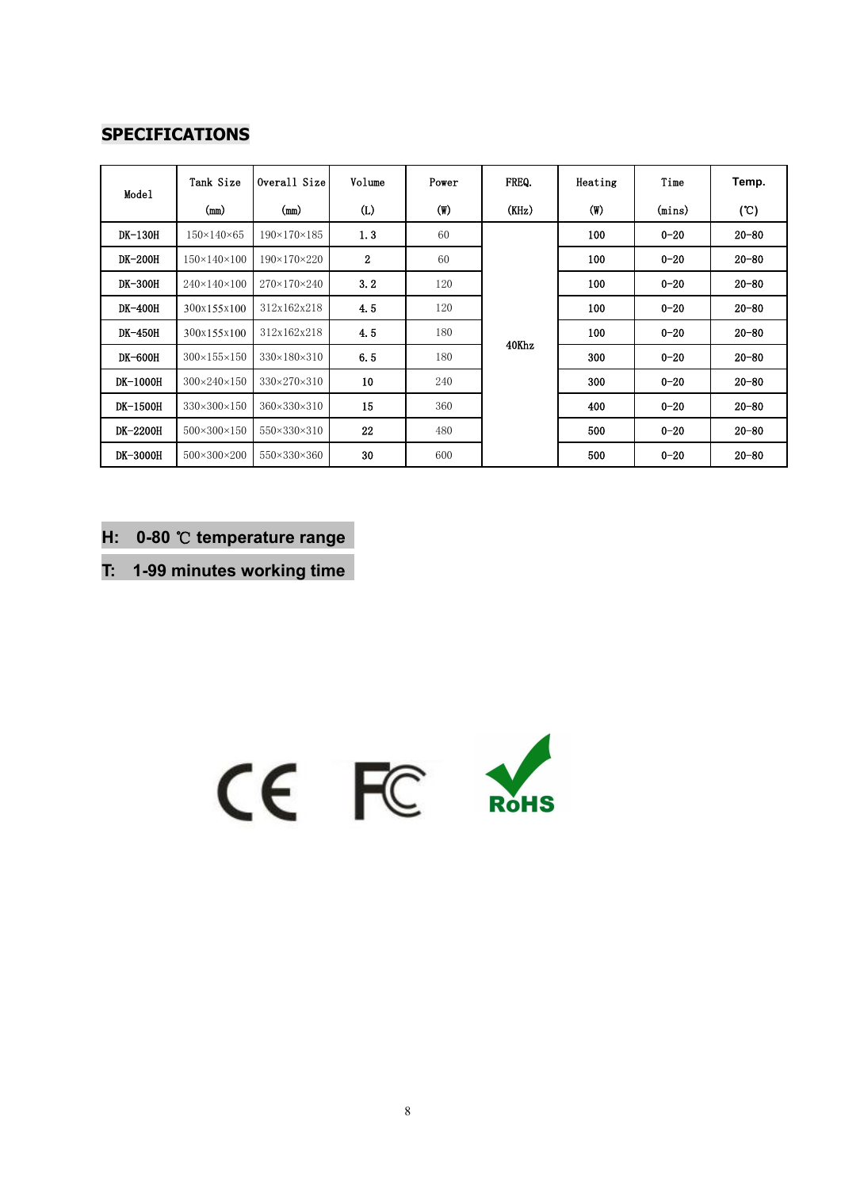## SPECIFICATIONS

| Model | Tank Size (mm) | Overall Size (mm) | Volume (L) | Power (W) | FREQ. (KHz) | Heating (W) | Time (mins) | Temp. (℃) |
|---|---|---|---|---|---|---|---|---|
| DK-130H | 150×140×65 | 190×170×185 | 1.3 | 60 | 40Khz | 100 | 0-20 | 20-80 |
| DK-200H | 150×140×100 | 190×170×220 | 2 | 60 | | 100 | 0-20 | 20-80 |
| DK-300H | 240×140×100 | 270×170×240 | 3.2 | 120 | | 100 | 0-20 | 20-80 |
| DK-400H | 300x155x100 | 312x162x218 | 4.5 | 120 | | 100 | 0-20 | 20-80 |
| DK-450H | 300x155x100 | 312x162x218 | 4.5 | 180 | | 100 | 0-20 | 20-80 |
| DK-600H | 300×155×150 | 330×180×310 | 6.5 | 180 | | 300 | 0-20 | 20-80 |
| DK-1000H | 300×240×150 | 330×270×310 | 10 | 240 | | 300 | 0-20 | 20-80 |
| DK-1500H | 330×300×150 | 360×330×310 | 15 | 360 | | 400 | 0-20 | 20-80 |
| DK-2200H | 500×300×150 | 550×330×310 | 22 | 480 | | 500 | 0-20 | 20-80 |
| DK-3000H | 500×300×200 | 550×330×360 | 30 | 600 | | 500 | 0-20 | 20-80 |

**H: 0-80 ℃ temperature range**

**T: 1-99 minutes working time**

CE FC RoHS